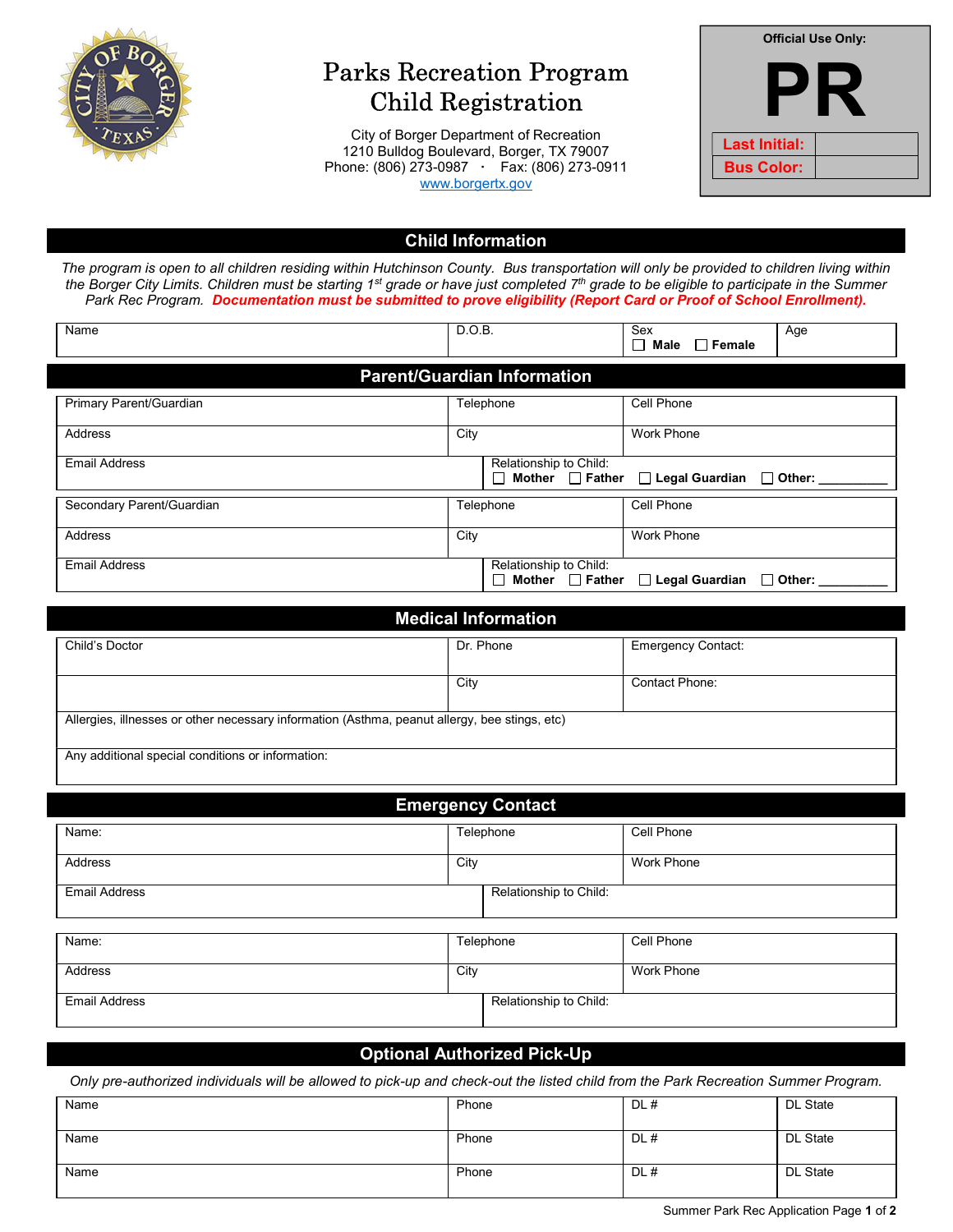# Parks Recreation Program
# Child Registration

City of Borger Department of Recreation
1210 Bulldog Boulevard, Borger, TX 79007
Phone: (806) 273-0987 · Fax: (806) 273-0911
www.borgertx.gov

| Official Use Only: | |
|---|---|
| **PR** | |
| **Last Initial:** | |
| **Bus Color:** | |

## Child Information

*The program is open to all children residing within Hutchinson County. Bus transportation will only be provided to children living within the Borger City Limits. Children must be starting 1st grade or have just completed 7th grade to be eligible to participate in the Summer Park Rec Program.* ***Documentation must be submitted to prove eligibility (Report Card or Proof of School Enrollment).***

| Name | D.O.B. | Sex ☐ **Male** ☐ **Female** | Age |
|---|---|---|---|

## Parent/Guardian Information

| Primary Parent/Guardian | Telephone | Cell Phone |
|---|---|---|
| Address | City | Work Phone |
| Email Address | Relationship to Child: ☐ **Mother** ☐ **Father** ☐ **Legal Guardian** ☐ **Other:** ________ | |

| Secondary Parent/Guardian | Telephone | Cell Phone |
|---|---|---|
| Address | City | Work Phone |
| Email Address | Relationship to Child: ☐ **Mother** ☐ **Father** ☐ **Legal Guardian** ☐ **Other:** ________ | |

## Medical Information

| Child's Doctor | Dr. Phone | Emergency Contact: |
|---|---|---|
| | City | Contact Phone: |
| Allergies, illnesses or other necessary information (Asthma, peanut allergy, bee stings, etc) | | |
| Any additional special conditions or information: | | |

## Emergency Contact

| Name: | Telephone | Cell Phone |
|---|---|---|
| Address | City | Work Phone |
| Email Address | Relationship to Child: | |

| Name: | Telephone | Cell Phone |
|---|---|---|
| Address | City | Work Phone |
| Email Address | Relationship to Child: | |

## Optional Authorized Pick-Up

*Only pre-authorized individuals will be allowed to pick-up and check-out the listed child from the Park Recreation Summer Program.*

| Name | Phone | DL # | DL State |
|---|---|---|---|
| Name | Phone | DL # | DL State |
| Name | Phone | DL # | DL State |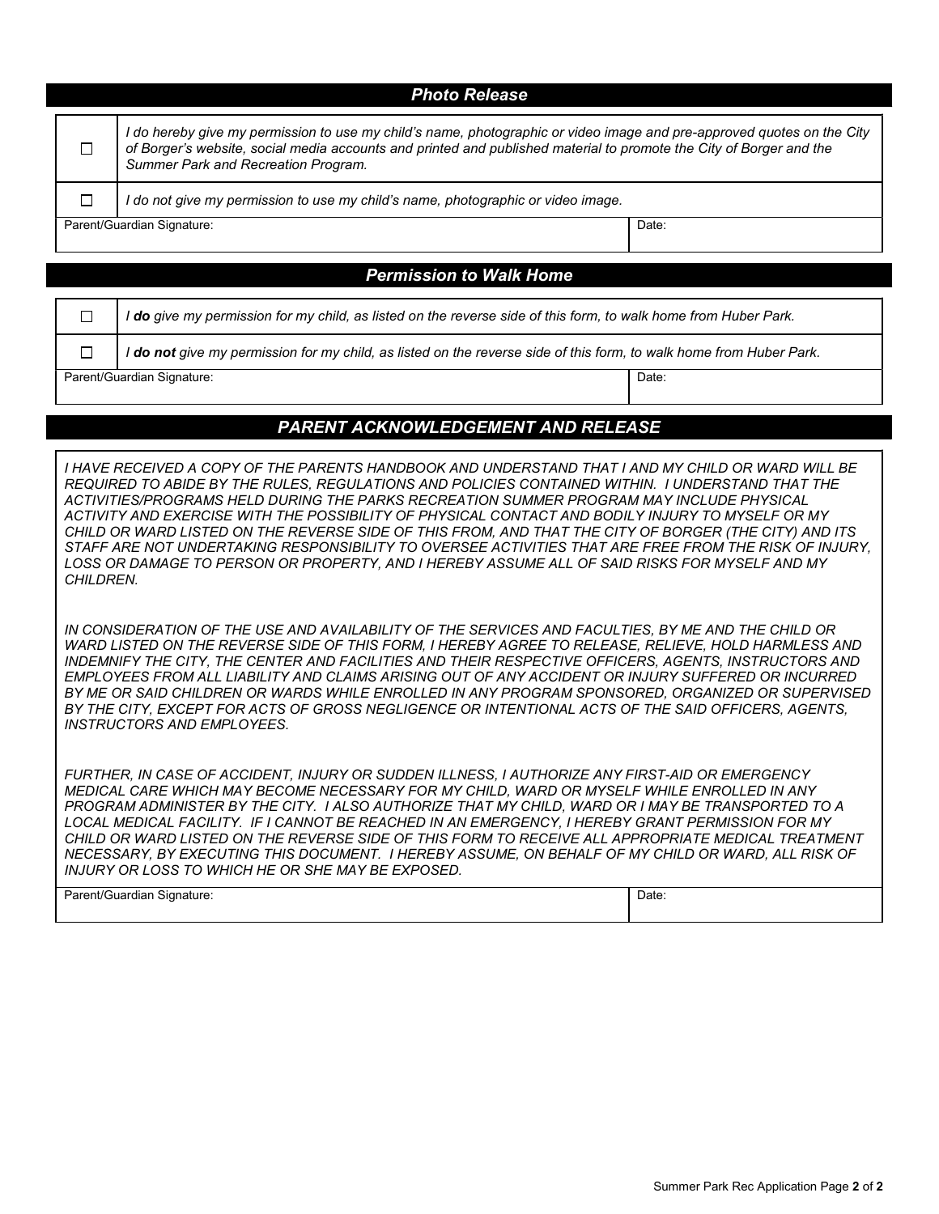## *Photo Release*

| | |
|---|---|
| ☐ | *I do hereby give my permission to use my child's name, photographic or video image and pre-approved quotes on the City of Borger's website, social media accounts and printed and published material to promote the City of Borger and the Summer Park and Recreation Program.* |
| ☐ | *I do not give my permission to use my child's name, photographic or video image.* |

| | |
|---|---|
| Parent/Guardian Signature: | Date: |

## *Permission to Walk Home*

| | |
|---|---|
| ☐ | *I **do** give my permission for my child, as listed on the reverse side of this form, to walk home from Huber Park.* |
| ☐ | *I **do not** give my permission for my child, as listed on the reverse side of this form, to walk home from Huber Park.* |

| | |
|---|---|
| Parent/Guardian Signature: | Date: |

## *PARENT ACKNOWLEDGEMENT AND RELEASE*

*I HAVE RECEIVED A COPY OF THE PARENTS HANDBOOK AND UNDERSTAND THAT I AND MY CHILD OR WARD WILL BE REQUIRED TO ABIDE BY THE RULES, REGULATIONS AND POLICIES CONTAINED WITHIN. I UNDERSTAND THAT THE ACTIVITIES/PROGRAMS HELD DURING THE PARKS RECREATION SUMMER PROGRAM MAY INCLUDE PHYSICAL ACTIVITY AND EXERCISE WITH THE POSSIBILITY OF PHYSICAL CONTACT AND BODILY INJURY TO MYSELF OR MY CHILD OR WARD LISTED ON THE REVERSE SIDE OF THIS FROM, AND THAT THE CITY OF BORGER (THE CITY) AND ITS STAFF ARE NOT UNDERTAKING RESPONSIBILITY TO OVERSEE ACTIVITIES THAT ARE FREE FROM THE RISK OF INJURY, LOSS OR DAMAGE TO PERSON OR PROPERTY, AND I HEREBY ASSUME ALL OF SAID RISKS FOR MYSELF AND MY CHILDREN.*

*IN CONSIDERATION OF THE USE AND AVAILABILITY OF THE SERVICES AND FACULTIES, BY ME AND THE CHILD OR WARD LISTED ON THE REVERSE SIDE OF THIS FORM, I HEREBY AGREE TO RELEASE, RELIEVE, HOLD HARMLESS AND INDEMNIFY THE CITY, THE CENTER AND FACILITIES AND THEIR RESPECTIVE OFFICERS, AGENTS, INSTRUCTORS AND EMPLOYEES FROM ALL LIABILITY AND CLAIMS ARISING OUT OF ANY ACCIDENT OR INJURY SUFFERED OR INCURRED BY ME OR SAID CHILDREN OR WARDS WHILE ENROLLED IN ANY PROGRAM SPONSORED, ORGANIZED OR SUPERVISED BY THE CITY, EXCEPT FOR ACTS OF GROSS NEGLIGENCE OR INTENTIONAL ACTS OF THE SAID OFFICERS, AGENTS, INSTRUCTORS AND EMPLOYEES.*

*FURTHER, IN CASE OF ACCIDENT, INJURY OR SUDDEN ILLNESS, I AUTHORIZE ANY FIRST-AID OR EMERGENCY MEDICAL CARE WHICH MAY BECOME NECESSARY FOR MY CHILD, WARD OR MYSELF WHILE ENROLLED IN ANY PROGRAM ADMINISTER BY THE CITY. I ALSO AUTHORIZE THAT MY CHILD, WARD OR I MAY BE TRANSPORTED TO A LOCAL MEDICAL FACILITY. IF I CANNOT BE REACHED IN AN EMERGENCY, I HEREBY GRANT PERMISSION FOR MY CHILD OR WARD LISTED ON THE REVERSE SIDE OF THIS FORM TO RECEIVE ALL APPROPRIATE MEDICAL TREATMENT NECESSARY, BY EXECUTING THIS DOCUMENT. I HEREBY ASSUME, ON BEHALF OF MY CHILD OR WARD, ALL RISK OF INJURY OR LOSS TO WHICH HE OR SHE MAY BE EXPOSED.*

| | |
|---|---|
| Parent/Guardian Signature: | Date: |